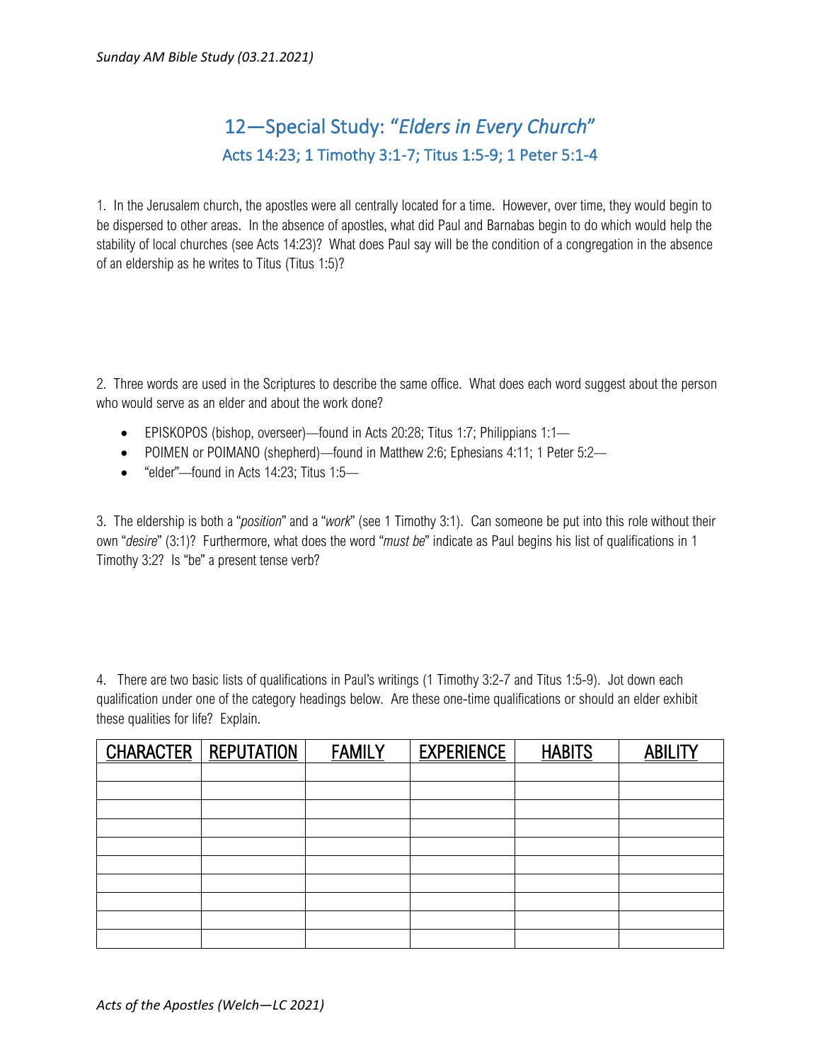# 12—Special Study: *"Elders in Every Church"*

## Acts 14:23; 1 Timothy 3:1-7; Titus 1:5-9; 1 Peter 5:1-4

1. In the Jerusalem church, the apostles were all centrally located for a time. However, over time, they would begin to be dispersed to other areas. In the absence of apostles, what did Paul and Barnabas begin to do which would help the stability of local churches (see Acts 14:23)? What does Paul say will be the condition of a congregation in the absence of an eldership as he writes to Titus (Titus 1:5)?

2. Three words are used in the Scriptures to describe the same office. What does each word suggest about the person who would serve as an elder and about the work done?

- EPISKOPOS (bishop, overseer)—found in Acts 20:28; Titus 1:7; Philippians 1:1—
- POIMEN or POIMANO (shepherd)—found in Matthew 2:6; Ephesians 4:11; 1 Peter 5:2—
- "elder"—found in Acts 14:23; Titus 1:5—

3. The eldership is both a "*position*" and a "*work*" (see 1 Timothy 3:1). Can someone be put into this role without their own "*desire*" (3:1)? Furthermore, what does the word "*must be*" indicate as Paul begins his list of qualifications in 1 Timothy 3:2? Is "be" a present tense verb?

4. There are two basic lists of qualifications in Paul's writings (1 Timothy 3:2-7 and Titus 1:5-9). Jot down each qualification under one of the category headings below. Are these one-time qualifications or should an elder exhibit these qualities for life? Explain.

| CHARACTER | REPUTATION | FAMILY | EXPERIENCE | HABITS | ABILITY |
| --- | --- | --- | --- | --- | --- |
| | | | | | |
| | | | | | |
| | | | | | |
| | | | | | |
| | | | | | |
| | | | | | |
| | | | | | |
| | | | | | |
| | | | | | |
| | | | | | |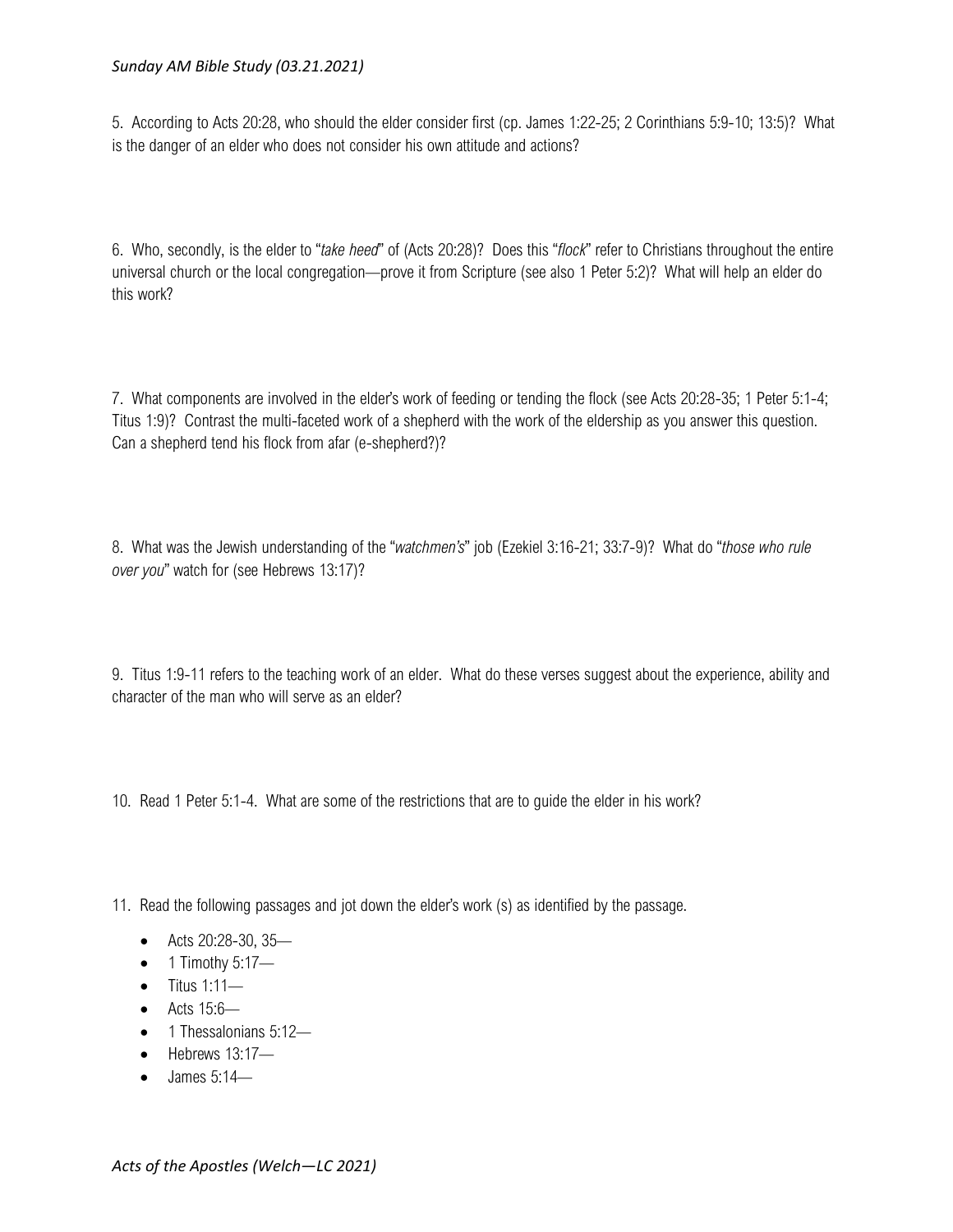5. According to Acts 20:28, who should the elder consider first (cp. James 1:22-25; 2 Corinthians 5:9-10; 13:5)? What is the danger of an elder who does not consider his own attitude and actions?

6. Who, secondly, is the elder to "*take heed*" of (Acts 20:28)? Does this "*flock*" refer to Christians throughout the entire universal church or the local congregation—prove it from Scripture (see also 1 Peter 5:2)? What will help an elder do this work?

7. What components are involved in the elder's work of feeding or tending the flock (see Acts 20:28-35; 1 Peter 5:1-4; Titus 1:9)? Contrast the multi-faceted work of a shepherd with the work of the eldership as you answer this question. Can a shepherd tend his flock from afar (e-shepherd?)?

8. What was the Jewish understanding of the "*watchmen's*" job (Ezekiel 3:16-21; 33:7-9)? What do "*those who rule over you*" watch for (see Hebrews 13:17)?

9. Titus 1:9-11 refers to the teaching work of an elder. What do these verses suggest about the experience, ability and character of the man who will serve as an elder?

10. Read 1 Peter 5:1-4. What are some of the restrictions that are to guide the elder in his work?

11. Read the following passages and jot down the elder's work (s) as identified by the passage.

- Acts 20:28-30, 35—
- 1 Timothy 5:17—
- Titus 1:11—
- Acts 15:6—
- 1 Thessalonians 5:12—
- Hebrews 13:17—
- James 5:14—